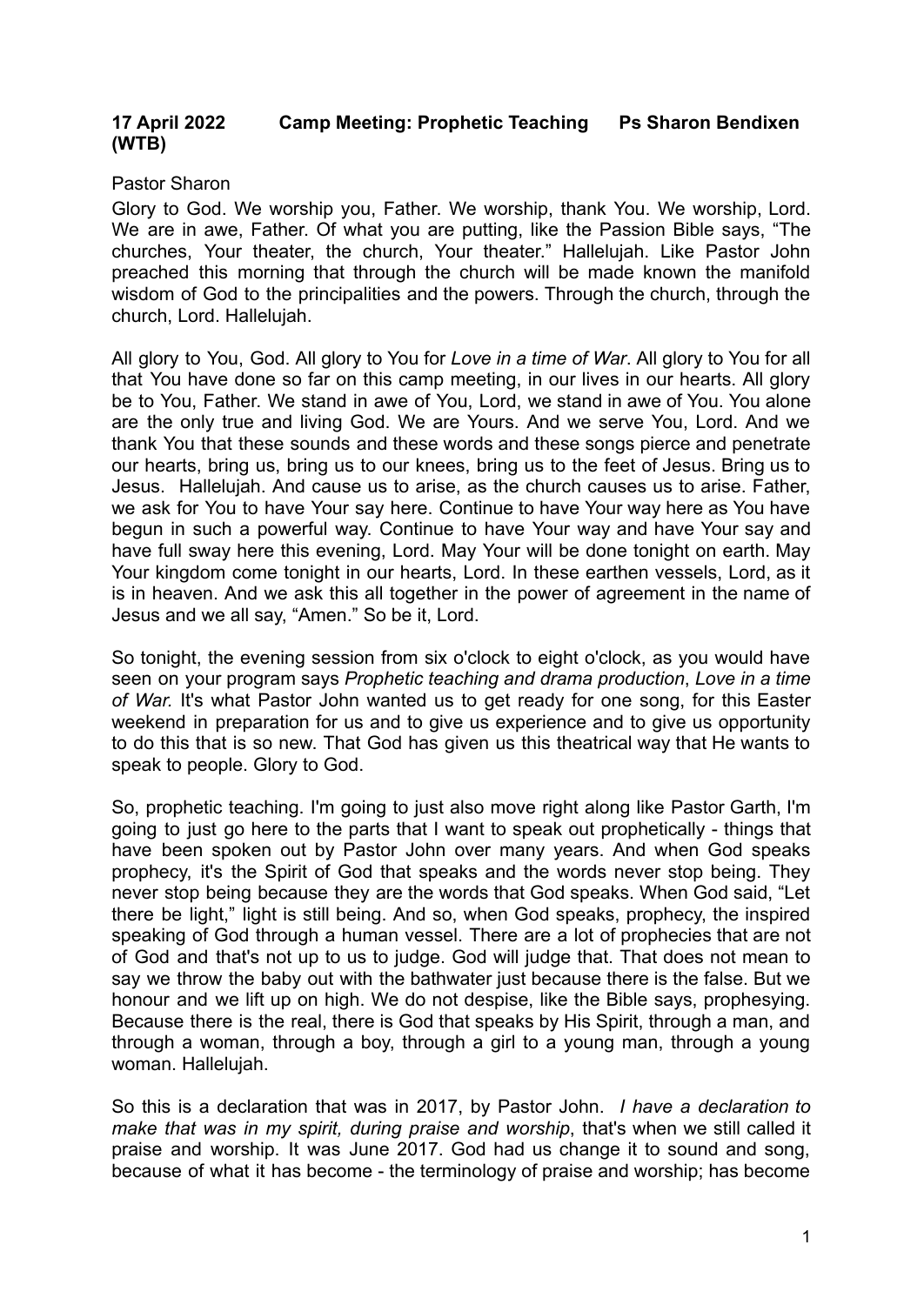**17 April 2022 Camp Meeting: Prophetic Teaching Ps Sharon Bendixen (WTB)**

Pastor Sharon

Glory to God. We worship you, Father. We worship, thank You. We worship, Lord. We are in awe, Father. Of what you are putting, like the Passion Bible says, "The churches, Your theater, the church, Your theater." Hallelujah. Like Pastor John preached this morning that through the church will be made known the manifold wisdom of God to the principalities and the powers. Through the church, through the church, Lord. Hallelujah.

All glory to You, God. All glory to You for *Love in a time of War*. All glory to You for all that You have done so far on this camp meeting, in our lives in our hearts. All glory be to You, Father. We stand in awe of You, Lord, we stand in awe of You. You alone are the only true and living God. We are Yours. And we serve You, Lord. And we thank You that these sounds and these words and these songs pierce and penetrate our hearts, bring us, bring us to our knees, bring us to the feet of Jesus. Bring us to Jesus. Hallelujah. And cause us to arise, as the church causes us to arise. Father, we ask for You to have Your say here. Continue to have Your way here as You have begun in such a powerful way. Continue to have Your way and have Your say and have full sway here this evening, Lord. May Your will be done tonight on earth. May Your kingdom come tonight in our hearts, Lord. In these earthen vessels, Lord, as it is in heaven. And we ask this all together in the power of agreement in the name of Jesus and we all say, "Amen." So be it, Lord.

So tonight, the evening session from six o'clock to eight o'clock, as you would have seen on your program says *Prophetic teaching and drama production*, *Love in a time of War.* It's what Pastor John wanted us to get ready for one song, for this Easter weekend in preparation for us and to give us experience and to give us opportunity to do this that is so new. That God has given us this theatrical way that He wants to speak to people. Glory to God.

So, prophetic teaching. I'm going to just also move right along like Pastor Garth, I'm going to just go here to the parts that I want to speak out prophetically - things that have been spoken out by Pastor John over many years. And when God speaks prophecy, it's the Spirit of God that speaks and the words never stop being. They never stop being because they are the words that God speaks. When God said, "Let there be light," light is still being. And so, when God speaks, prophecy, the inspired speaking of God through a human vessel. There are a lot of prophecies that are not of God and that's not up to us to judge. God will judge that. That does not mean to say we throw the baby out with the bathwater just because there is the false. But we honour and we lift up on high. We do not despise, like the Bible says, prophesying. Because there is the real, there is God that speaks by His Spirit, through a man, and through a woman, through a boy, through a girl to a young man, through a young woman. Hallelujah.

So this is a declaration that was in 2017, by Pastor John. *I have a declaration to make that was in my spirit, during praise and worship*, that's when we still called it praise and worship. It was June 2017. God had us change it to sound and song, because of what it has become - the terminology of praise and worship; has become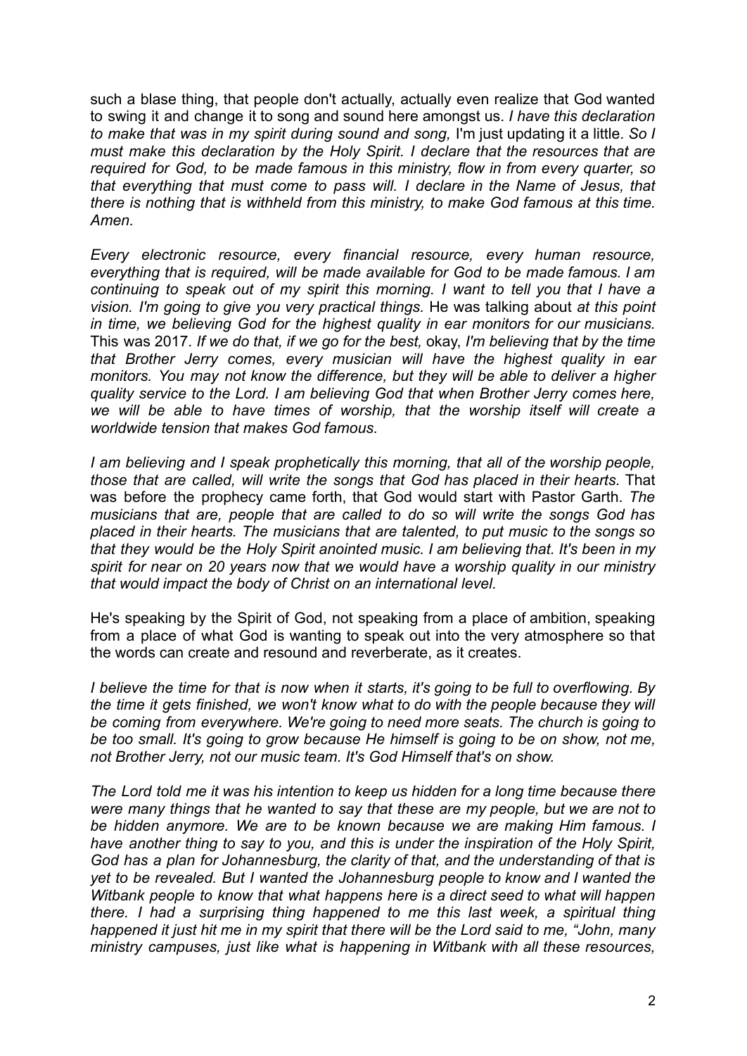such a blase thing, that people don't actually, actually even realize that God wanted to swing it and change it to song and sound here amongst us. *I have this declaration to make that was in my spirit during sound and song,* I'm just updating it a little. *So I must make this declaration by the Holy Spirit. I declare that the resources that are required for God, to be made famous in this ministry, flow in from every quarter, so that everything that must come to pass will. I declare in the Name of Jesus, that there is nothing that is withheld from this ministry, to make God famous at this time. Amen.*

*Every electronic resource, every financial resource, every human resource, everything that is required, will be made available for God to be made famous. I am continuing to speak out of my spirit this morning. I want to tell you that I have a vision. I'm going to give you very practical things.* He was talking about *at this point in time, we believing God for the highest quality in ear monitors for our musicians.* This was 2017. *If we do that, if we go for the best,* okay, *I'm believing that by the time that Brother Jerry comes, every musician will have the highest quality in ear monitors. You may not know the difference, but they will be able to deliver a higher quality service to the Lord. I am believing God that when Brother Jerry comes here, we will be able to have times of worship, that the worship itself will create a worldwide tension that makes God famous.*

*I am believing and I speak prophetically this morning, that all of the worship people, those that are called, will write the songs that God has placed in their hearts.* That was before the prophecy came forth, that God would start with Pastor Garth. *The musicians that are, people that are called to do so will write the songs God has placed in their hearts. The musicians that are talented, to put music to the songs so that they would be the Holy Spirit anointed music. I am believing that. It's been in my spirit for near on 20 years now that we would have a worship quality in our ministry that would impact the body of Christ on an international level.*

He's speaking by the Spirit of God, not speaking from a place of ambition, speaking from a place of what God is wanting to speak out into the very atmosphere so that the words can create and resound and reverberate, as it creates.

*I believe the time for that is now when it starts, it's going to be full to overflowing. By the time it gets finished, we won't know what to do with the people because they will be coming from everywhere. We're going to need more seats. The church is going to be too small. It's going to grow because He himself is going to be on show, not me, not Brother Jerry, not our music team. It's God Himself that's on show.*

*The Lord told me it was his intention to keep us hidden for a long time because there were many things that he wanted to say that these are my people, but we are not to be hidden anymore. We are to be known because we are making Him famous. I have another thing to say to you, and this is under the inspiration of the Holy Spirit, God has a plan for Johannesburg, the clarity of that, and the understanding of that is yet to be revealed. But I wanted the Johannesburg people to know and I wanted the Witbank people to know that what happens here is a direct seed to what will happen there. I had a surprising thing happened to me this last week, a spiritual thing happened it just hit me in my spirit that there will be the Lord said to me, "John, many ministry campuses, just like what is happening in Witbank with all these resources,*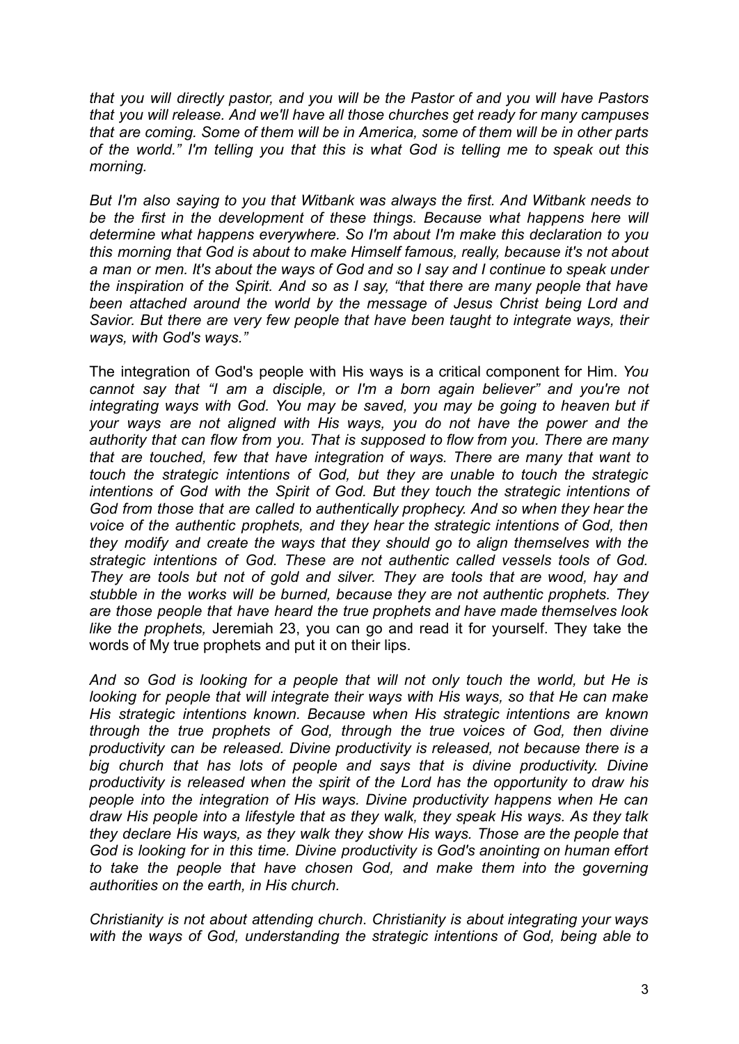*that you will directly pastor, and you will be the Pastor of and you will have Pastors that you will release. And we'll have all those churches get ready for many campuses that are coming. Some of them will be in America, some of them will be in other parts of the world." I'm telling you that this is what God is telling me to speak out this morning.*

*But I'm also saying to you that Witbank was always the first. And Witbank needs to be the first in the development of these things. Because what happens here will determine what happens everywhere. So I'm about I'm make this declaration to you this morning that God is about to make Himself famous, really, because it's not about a man or men. It's about the ways of God and so I say and I continue to speak under the inspiration of the Spirit. And so as I say, "that there are many people that have been attached around the world by the message of Jesus Christ being Lord and Savior. But there are very few people that have been taught to integrate ways, their ways, with God's ways."*

The integration of God's people with His ways is a critical component for Him. *You cannot say that "I am a disciple, or I'm a born again believer" and you're not integrating ways with God. You may be saved, you may be going to heaven but if your ways are not aligned with His ways, you do not have the power and the authority that can flow from you. That is supposed to flow from you. There are many that are touched, few that have integration of ways. There are many that want to touch the strategic intentions of God, but they are unable to touch the strategic intentions of God with the Spirit of God. But they touch the strategic intentions of God from those that are called to authentically prophecy. And so when they hear the voice of the authentic prophets, and they hear the strategic intentions of God, then they modify and create the ways that they should go to align themselves with the strategic intentions of God. These are not authentic called vessels tools of God. They are tools but not of gold and silver. They are tools that are wood, hay and stubble in the works will be burned, because they are not authentic prophets. They are those people that have heard the true prophets and have made themselves look like the prophets,* Jeremiah 23, you can go and read it for yourself. They take the words of My true prophets and put it on their lips.

*And so God is looking for a people that will not only touch the world, but He is looking for people that will integrate their ways with His ways, so that He can make His strategic intentions known. Because when His strategic intentions are known through the true prophets of God, through the true voices of God, then divine productivity can be released. Divine productivity is released, not because there is a big church that has lots of people and says that is divine productivity. Divine productivity is released when the spirit of the Lord has the opportunity to draw his people into the integration of His ways. Divine productivity happens when He can draw His people into a lifestyle that as they walk, they speak His ways. As they talk they declare His ways, as they walk they show His ways. Those are the people that God is looking for in this time. Divine productivity is God's anointing on human effort to take the people that have chosen God, and make them into the governing authorities on the earth, in His church.*

*Christianity is not about attending church. Christianity is about integrating your ways with the ways of God, understanding the strategic intentions of God, being able to*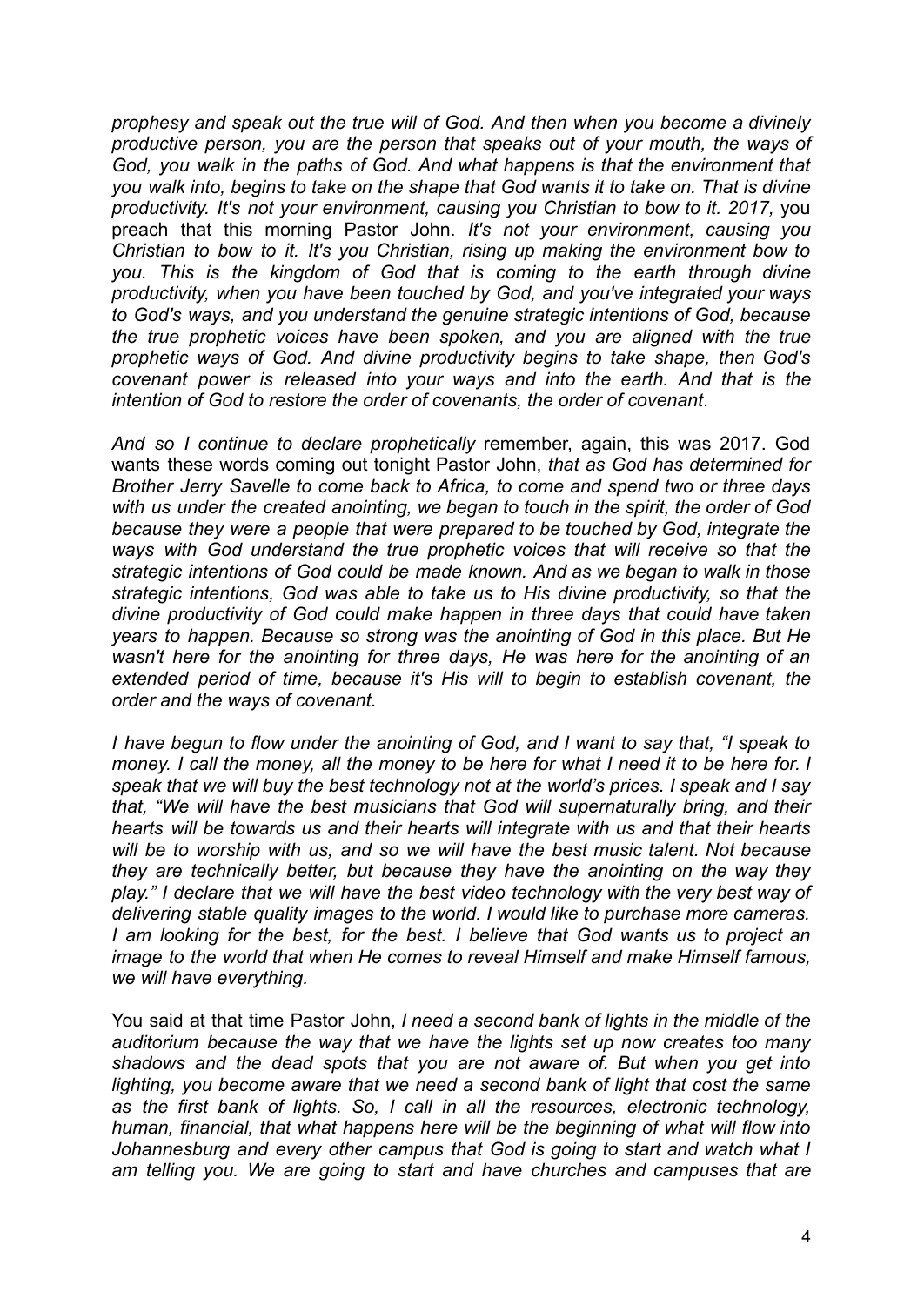*prophesy and speak out the true will of God. And then when you become a divinely productive person, you are the person that speaks out of your mouth, the ways of God, you walk in the paths of God. And what happens is that the environment that you walk into, begins to take on the shape that God wants it to take on. That is divine productivity. It's not your environment, causing you Christian to bow to it. 2017,* you preach that this morning Pastor John. *It's not your environment, causing you Christian to bow to it. It's you Christian, rising up making the environment bow to you. This is the kingdom of God that is coming to the earth through divine productivity, when you have been touched by God, and you've integrated your ways to God's ways, and you understand the genuine strategic intentions of God, because the true prophetic voices have been spoken, and you are aligned with the true prophetic ways of God. And divine productivity begins to take shape, then God's covenant power is released into your ways and into the earth. And that is the intention of God to restore the order of covenants, the order of covenant*.

*And so I continue to declare prophetically* remember, again, this was 2017. God wants these words coming out tonight Pastor John, *that as God has determined for Brother Jerry Savelle to come back to Africa, to come and spend two or three days with us under the created anointing, we began to touch in the spirit, the order of God because they were a people that were prepared to be touched by God, integrate the ways with God understand the true prophetic voices that will receive so that the strategic intentions of God could be made known. And as we began to walk in those strategic intentions, God was able to take us to His divine productivity, so that the divine productivity of God could make happen in three days that could have taken years to happen. Because so strong was the anointing of God in this place. But He wasn't here for the anointing for three days, He was here for the anointing of an extended period of time, because it's His will to begin to establish covenant, the order and the ways of covenant.*

*I have begun to flow under the anointing of God, and I want to say that, "I speak to money. I call the money, all the money to be here for what I need it to be here for. I speak that we will buy the best technology not at the world's prices. I speak and I say that, "We will have the best musicians that God will supernaturally bring, and their hearts will be towards us and their hearts will integrate with us and that their hearts will be to worship with us, and so we will have the best music talent. Not because they are technically better, but because they have the anointing on the way they play." I declare that we will have the best video technology with the very best way of delivering stable quality images to the world. I would like to purchase more cameras. I am looking for the best, for the best. I believe that God wants us to project an image to the world that when He comes to reveal Himself and make Himself famous, we will have everything.*

You said at that time Pastor John, *I need a second bank of lights in the middle of the auditorium because the way that we have the lights set up now creates too many shadows and the dead spots that you are not aware of. But when you get into lighting, you become aware that we need a second bank of light that cost the same as the first bank of lights. So, I call in all the resources, electronic technology, human, financial, that what happens here will be the beginning of what will flow into Johannesburg and every other campus that God is going to start and watch what I am telling you. We are going to start and have churches and campuses that are*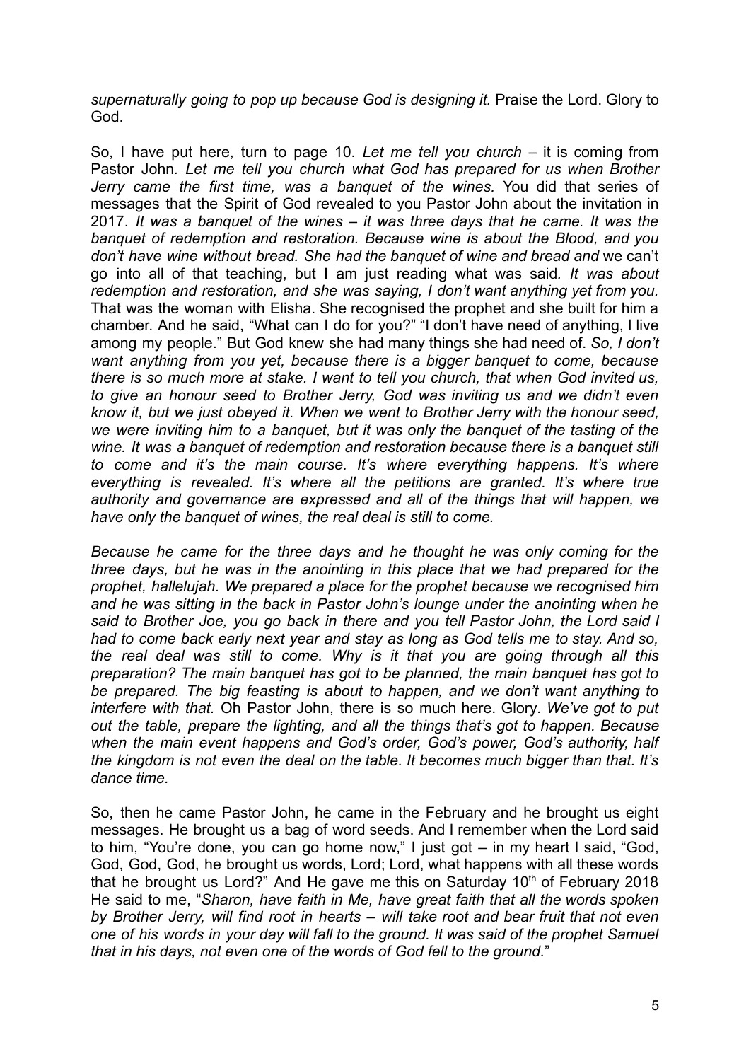*supernaturally going to pop up because God is designing it.* Praise the Lord. Glory to God.

So, I have put here, turn to page 10. *Let me tell you church* – it is coming from Pastor John. *Let me tell you church what God has prepared for us when Brother Jerry came the first time, was a banquet of the wines.* You did that series of messages that the Spirit of God revealed to you Pastor John about the invitation in 2017. *It was a banquet of the wines – it was three days that he came. It was the banquet of redemption and restoration. Because wine is about the Blood, and you don't have wine without bread. She had the banquet of wine and bread and* we can't go into all of that teaching, but I am just reading what was said*. It was about redemption and restoration, and she was saying, I don't want anything yet from you.* That was the woman with Elisha. She recognised the prophet and she built for him a chamber. And he said, "What can I do for you?" "I don't have need of anything, I live among my people." But God knew she had many things she had need of. *So, I don't want anything from you yet, because there is a bigger banquet to come, because there is so much more at stake. I want to tell you church, that when God invited us, to give an honour seed to Brother Jerry, God was inviting us and we didn't even know it, but we just obeyed it. When we went to Brother Jerry with the honour seed, we were inviting him to a banquet, but it was only the banquet of the tasting of the wine. It was a banquet of redemption and restoration because there is a banquet still to come and it's the main course. It's where everything happens. It's where everything is revealed. It's where all the petitions are granted. It's where true authority and governance are expressed and all of the things that will happen, we have only the banquet of wines, the real deal is still to come.*

*Because he came for the three days and he thought he was only coming for the three days, but he was in the anointing in this place that we had prepared for the prophet, hallelujah. We prepared a place for the prophet because we recognised him and he was sitting in the back in Pastor John's lounge under the anointing when he said to Brother Joe, you go back in there and you tell Pastor John, the Lord said I had to come back early next year and stay as long as God tells me to stay. And so, the real deal was still to come. Why is it that you are going through all this preparation? The main banquet has got to be planned, the main banquet has got to be prepared. The big feasting is about to happen, and we don't want anything to interfere with that.* Oh Pastor John, there is so much here. Glory. *We've got to put out the table, prepare the lighting, and all the things that's got to happen. Because when the main event happens and God's order, God's power, God's authority, half the kingdom is not even the deal on the table. It becomes much bigger than that. It's dance time.*

So, then he came Pastor John, he came in the February and he brought us eight messages. He brought us a bag of word seeds. And I remember when the Lord said to him, "You're done, you can go home now," I just got – in my heart I said, "God, God, God, God, he brought us words, Lord; Lord, what happens with all these words that he brought us Lord?" And He gave me this on Saturday 10th of February 2018 He said to me, "*Sharon, have faith in Me, have great faith that all the words spoken by Brother Jerry, will find root in hearts – will take root and bear fruit that not even one of his words in your day will fall to the ground. It was said of the prophet Samuel that in his days, not even one of the words of God fell to the ground.*"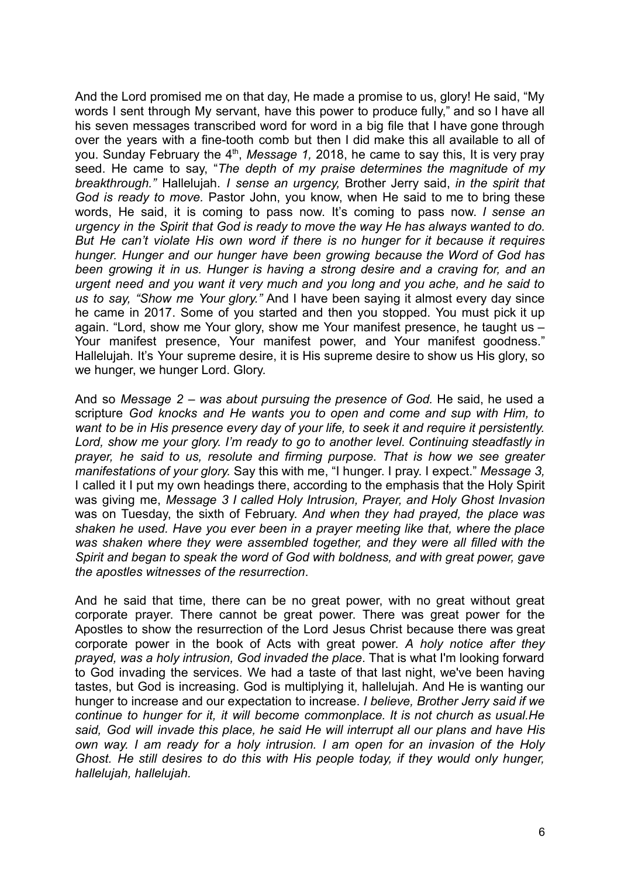And the Lord promised me on that day, He made a promise to us, glory! He said, "My words I sent through My servant, have this power to produce fully," and so I have all his seven messages transcribed word for word in a big file that I have gone through over the years with a fine-tooth comb but then I did make this all available to all of you. Sunday February the 4th, *Message 1,* 2018, he came to say this, It is very pray seed. He came to say, "*The depth of my praise determines the magnitude of my breakthrough."* Hallelujah. *I sense an urgency,* Brother Jerry said, *in the spirit that God is ready to move.* Pastor John, you know, when He said to me to bring these words, He said, it is coming to pass now. It's coming to pass now. *I sense an urgency in the Spirit that God is ready to move the way He has always wanted to do. But He can't violate His own word if there is no hunger for it because it requires hunger. Hunger and our hunger have been growing because the Word of God has been growing it in us. Hunger is having a strong desire and a craving for, and an urgent need and you want it very much and you long and you ache, and he said to us to say, "Show me Your glory."* And I have been saying it almost every day since he came in 2017. Some of you started and then you stopped. You must pick it up again. "Lord, show me Your glory, show me Your manifest presence, he taught us – Your manifest presence, Your manifest power, and Your manifest goodness." Hallelujah. It's Your supreme desire, it is His supreme desire to show us His glory, so we hunger, we hunger Lord. Glory.

And so *Message 2 – was about pursuing the presence of God.* He said, he used a scripture *God knocks and He wants you to open and come and sup with Him, to want to be in His presence every day of your life, to seek it and require it persistently. Lord, show me your glory. I'm ready to go to another level. Continuing steadfastly in prayer, he said to us, resolute and firming purpose. That is how we see greater manifestations of your glory.* Say this with me, "I hunger. I pray. I expect." *Message 3,* I called it I put my own headings there, according to the emphasis that the Holy Spirit was giving me, *Message 3 I called Holy Intrusion, Prayer, and Holy Ghost Invasion* was on Tuesday, the sixth of February. *And when they had prayed, the place was shaken he used. Have you ever been in a prayer meeting like that, where the place was shaken where they were assembled together, and they were all filled with the Spirit and began to speak the word of God with boldness, and with great power, gave the apostles witnesses of the resurrection*.

And he said that time, there can be no great power, with no great without great corporate prayer. There cannot be great power. There was great power for the Apostles to show the resurrection of the Lord Jesus Christ because there was great corporate power in the book of Acts with great power. *A holy notice after they prayed, was a holy intrusion, God invaded the place*. That is what I'm looking forward to God invading the services. We had a taste of that last night, we've been having tastes, but God is increasing. God is multiplying it, hallelujah. And He is wanting our hunger to increase and our expectation to increase. *I believe, Brother Jerry said if we continue to hunger for it, it will become commonplace. It is not church as usual.He said, God will invade this place, he said He will interrupt all our plans and have His own way. I am ready for a holy intrusion. I am open for an invasion of the Holy Ghost. He still desires to do this with His people today, if they would only hunger, hallelujah, hallelujah.*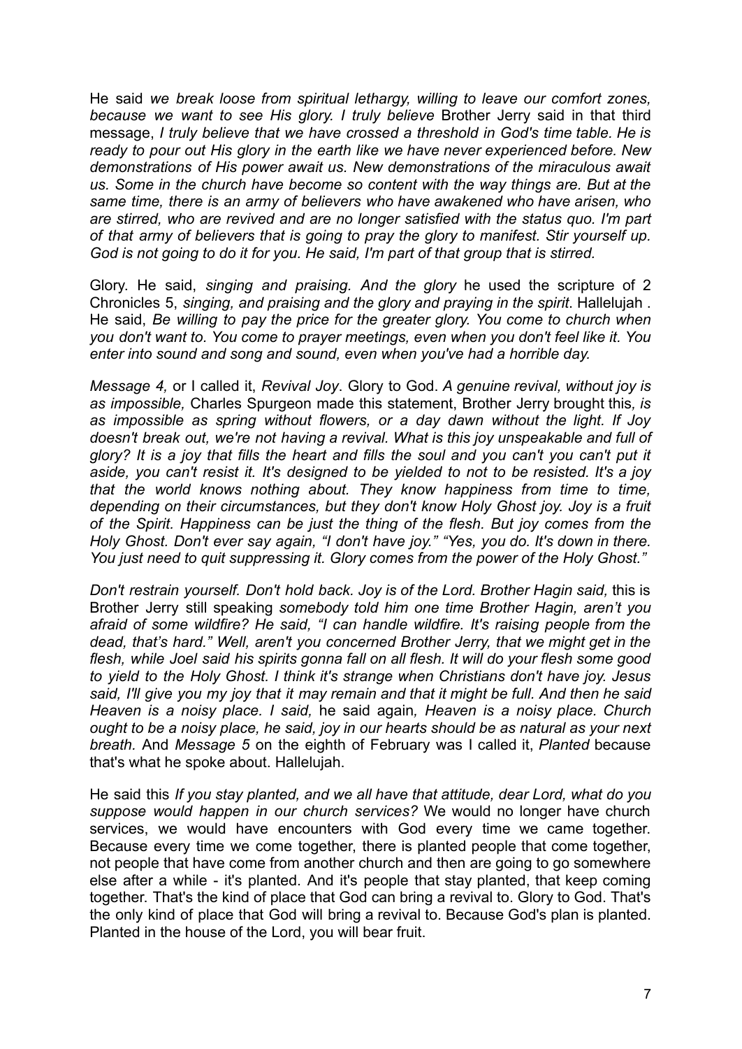He said *we break loose from spiritual lethargy, willing to leave our comfort zones, because we want to see His glory. I truly believe* Brother Jerry said in that third message, *I truly believe that we have crossed a threshold in God's time table. He is ready to pour out His glory in the earth like we have never experienced before. New demonstrations of His power await us. New demonstrations of the miraculous await us. Some in the church have become so content with the way things are. But at the same time, there is an army of believers who have awakened who have arisen, who are stirred, who are revived and are no longer satisfied with the status quo. I'm part of that army of believers that is going to pray the glory to manifest. Stir yourself up. God is not going to do it for you. He said, I'm part of that group that is stirred.*

Glory. He said, *singing and praising. And the glory* he used the scripture of 2 Chronicles 5, *singing, and praising and the glory and praying in the spirit*. Hallelujah . He said, *Be willing to pay the price for the greater glory. You come to church when you don't want to. You come to prayer meetings, even when you don't feel like it. You enter into sound and song and sound, even when you've had a horrible day.*

*Message 4,* or I called it, *Revival Joy*. Glory to God. *A genuine revival, without joy is as impossible,* Charles Spurgeon made this statement, Brother Jerry brought this*, is as impossible as spring without flowers, or a day dawn without the light. If Joy doesn't break out, we're not having a revival. What is this joy unspeakable and full of glory? It is a joy that fills the heart and fills the soul and you can't you can't put it aside, you can't resist it. It's designed to be yielded to not to be resisted. It's a joy that the world knows nothing about. They know happiness from time to time, depending on their circumstances, but they don't know Holy Ghost joy. Joy is a fruit of the Spirit. Happiness can be just the thing of the flesh. But joy comes from the Holy Ghost. Don't ever say again, "I don't have joy." "Yes, you do. It's down in there. You just need to quit suppressing it. Glory comes from the power of the Holy Ghost."*

*Don't restrain yourself. Don't hold back. Joy is of the Lord. Brother Hagin said,* this is Brother Jerry still speaking *somebody told him one time Brother Hagin, aren't you afraid of some wildfire? He said, "I can handle wildfire. It's raising people from the dead, that's hard." Well, aren't you concerned Brother Jerry, that we might get in the flesh, while Joel said his spirits gonna fall on all flesh. It will do your flesh some good to yield to the Holy Ghost. I think it's strange when Christians don't have joy. Jesus said, I'll give you my joy that it may remain and that it might be full. And then he said Heaven is a noisy place. I said,* he said again*, Heaven is a noisy place. Church ought to be a noisy place, he said, joy in our hearts should be as natural as your next breath.* And *Message 5* on the eighth of February was I called it, *Planted* because that's what he spoke about. Hallelujah.

He said this *If you stay planted, and we all have that attitude, dear Lord, what do you suppose would happen in our church services?* We would no longer have church services, we would have encounters with God every time we came together. Because every time we come together, there is planted people that come together, not people that have come from another church and then are going to go somewhere else after a while - it's planted. And it's people that stay planted, that keep coming together. That's the kind of place that God can bring a revival to. Glory to God. That's the only kind of place that God will bring a revival to. Because God's plan is planted. Planted in the house of the Lord, you will bear fruit.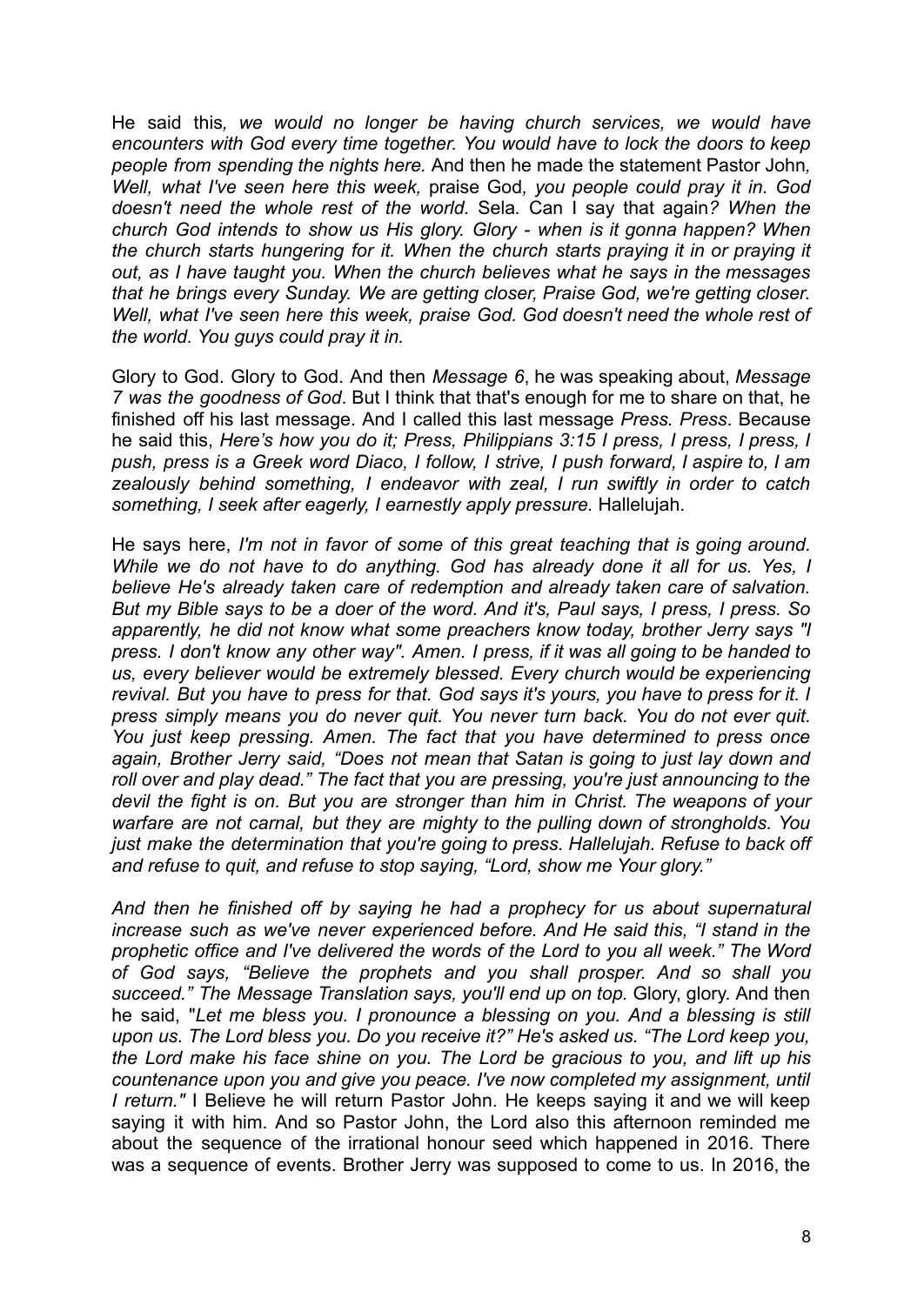He said this*, we would no longer be having church services, we would have encounters with God every time together. You would have to lock the doors to keep people from spending the nights here.* And then he made the statement Pastor John*, Well, what I've seen here this week,* praise God*, you people could pray it in. God doesn't need the whole rest of the world.* Sela. Can I say that again*? When the church God intends to show us His glory. Glory - when is it gonna happen? When the church starts hungering for it. When the church starts praying it in or praying it out, as I have taught you. When the church believes what he says in the messages that he brings every Sunday. We are getting closer, Praise God, we're getting closer. Well, what I've seen here this week, praise God. God doesn't need the whole rest of the world. You guys could pray it in.*

Glory to God. Glory to God. And then *Message 6*, he was speaking about, *Message 7 was the goodness of God*. But I think that that's enough for me to share on that, he finished off his last message. And I called this last message *Press. Press*. Because he said this, *Here's how you do it; Press, Philippians 3:15 I press, I press, I press, I push, press is a Greek word Diaco, I follow, I strive, I push forward, I aspire to, I am zealously behind something, I endeavor with zeal, I run swiftly in order to catch something, I seek after eagerly, I earnestly apply pressure.* Hallelujah.

He says here, *I'm not in favor of some of this great teaching that is going around. While we do not have to do anything. God has already done it all for us. Yes, I believe He's already taken care of redemption and already taken care of salvation. But my Bible says to be a doer of the word. And it's, Paul says, I press, I press. So apparently, he did not know what some preachers know today, brother Jerry says "I press. I don't know any other way". Amen. I press, if it was all going to be handed to us, every believer would be extremely blessed. Every church would be experiencing revival. But you have to press for that. God says it's yours, you have to press for it. I press simply means you do never quit. You never turn back. You do not ever quit. You just keep pressing. Amen. The fact that you have determined to press once again, Brother Jerry said, "Does not mean that Satan is going to just lay down and roll over and play dead." The fact that you are pressing, you're just announcing to the devil the fight is on. But you are stronger than him in Christ. The weapons of your warfare are not carnal, but they are mighty to the pulling down of strongholds. You just make the determination that you're going to press. Hallelujah. Refuse to back off and refuse to quit, and refuse to stop saying, "Lord, show me Your glory."*

*And then he finished off by saying he had a prophecy for us about supernatural increase such as we've never experienced before. And He said this, "I stand in the prophetic office and I've delivered the words of the Lord to you all week." The Word of God says, "Believe the prophets and you shall prosper. And so shall you succeed." The Message Translation says, you'll end up on top.* Glory, glory. And then he said, "*Let me bless you. I pronounce a blessing on you. And a blessing is still upon us. The Lord bless you. Do you receive it?" He's asked us. "The Lord keep you, the Lord make his face shine on you. The Lord be gracious to you, and lift up his countenance upon you and give you peace. I've now completed my assignment, until I return."* I Believe he will return Pastor John. He keeps saying it and we will keep saying it with him. And so Pastor John, the Lord also this afternoon reminded me about the sequence of the irrational honour seed which happened in 2016. There was a sequence of events. Brother Jerry was supposed to come to us. In 2016, the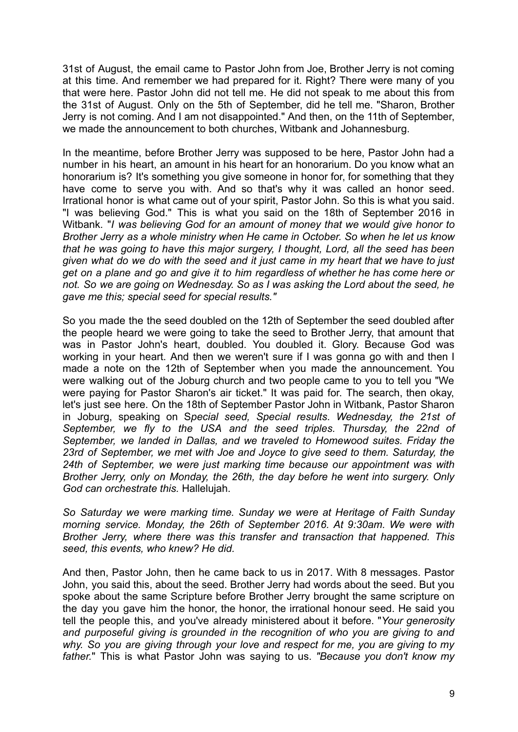31st of August, the email came to Pastor John from Joe, Brother Jerry is not coming at this time. And remember we had prepared for it. Right? There were many of you that were here. Pastor John did not tell me. He did not speak to me about this from the 31st of August. Only on the 5th of September, did he tell me. "Sharon, Brother Jerry is not coming. And I am not disappointed." And then, on the 11th of September, we made the announcement to both churches, Witbank and Johannesburg.

In the meantime, before Brother Jerry was supposed to be here, Pastor John had a number in his heart, an amount in his heart for an honorarium. Do you know what an honorarium is? It's something you give someone in honor for, for something that they have come to serve you with. And so that's why it was called an honor seed. Irrational honor is what came out of your spirit, Pastor John. So this is what you said. "I was believing God." This is what you said on the 18th of September 2016 in Witbank. "*I was believing God for an amount of money that we would give honor to Brother Jerry as a whole ministry when He came in October. So when he let us know that he was going to have this major surgery, I thought, Lord, all the seed has been given what do we do with the seed and it just came in my heart that we have to just get on a plane and go and give it to him regardless of whether he has come here or not. So we are going on Wednesday. So as I was asking the Lord about the seed, he gave me this; special seed for special results."*

So you made the the seed doubled on the 12th of September the seed doubled after the people heard we were going to take the seed to Brother Jerry, that amount that was in Pastor John's heart, doubled. You doubled it. Glory. Because God was working in your heart. And then we weren't sure if I was gonna go with and then I made a note on the 12th of September when you made the announcement. You were walking out of the Joburg church and two people came to you to tell you "We were paying for Pastor Sharon's air ticket." It was paid for. The search, then okay, let's just see here. On the 18th of September Pastor John in Witbank, Pastor Sharon in Joburg, speaking on S*pecial seed, Special results*. *Wednesday, the 21st of September, we fly to the USA and the seed triples. Thursday, the 22nd of September, we landed in Dallas, and we traveled to Homewood suites. Friday the 23rd of September, we met with Joe and Joyce to give seed to them. Saturday, the 24th of September, we were just marking time because our appointment was with Brother Jerry, only on Monday, the 26th, the day before he went into surgery. Only God can orchestrate this.* Hallelujah.

*So Saturday we were marking time. Sunday we were at Heritage of Faith Sunday morning service. Monday, the 26th of September 2016. At 9:30am. We were with Brother Jerry, where there was this transfer and transaction that happened. This seed, this events, who knew? He did.*

And then, Pastor John, then he came back to us in 2017. With 8 messages. Pastor John, you said this, about the seed. Brother Jerry had words about the seed. But you spoke about the same Scripture before Brother Jerry brought the same scripture on the day you gave him the honor, the honor, the irrational honour seed. He said you tell the people this, and you've already ministered about it before. "*Your generosity and purposeful giving is grounded in the recognition of who you are giving to and why. So you are giving through your love and respect for me, you are giving to my father.*" This is what Pastor John was saying to us. *"Because you don't know my*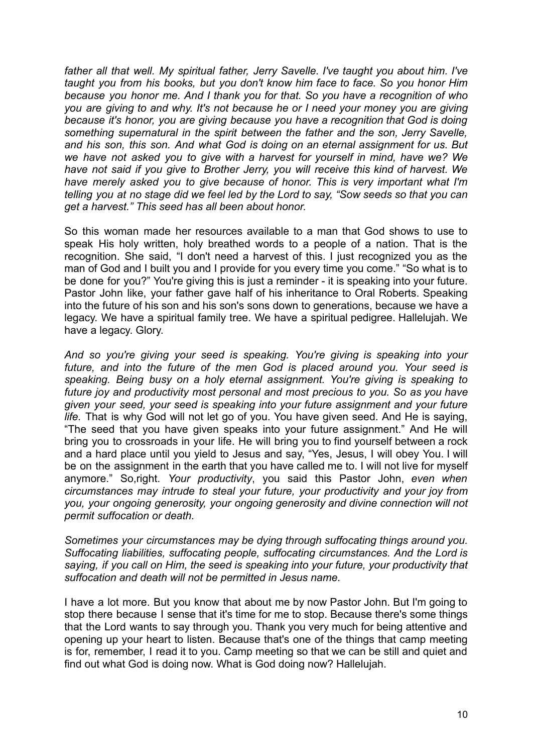*father all that well. My spiritual father, Jerry Savelle. I've taught you about him. I've taught you from his books, but you don't know him face to face. So you honor Him because you honor me. And I thank you for that. So you have a recognition of who you are giving to and why. It's not because he or I need your money you are giving because it's honor, you are giving because you have a recognition that God is doing something supernatural in the spirit between the father and the son, Jerry Savelle, and his son, this son. And what God is doing on an eternal assignment for us. But we have not asked you to give with a harvest for yourself in mind, have we? We have not said if you give to Brother Jerry, you will receive this kind of harvest. We have merely asked you to give because of honor. This is very important what I'm telling you at no stage did we feel led by the Lord to say, "Sow seeds so that you can get a harvest." This seed has all been about honor.*

So this woman made her resources available to a man that God shows to use to speak His holy written, holy breathed words to a people of a nation. That is the recognition. She said, "I don't need a harvest of this. I just recognized you as the man of God and I built you and I provide for you every time you come." "So what is to be done for you?" You're giving this is just a reminder - it is speaking into your future. Pastor John like, your father gave half of his inheritance to Oral Roberts. Speaking into the future of his son and his son's sons down to generations, because we have a legacy. We have a spiritual family tree. We have a spiritual pedigree. Hallelujah. We have a legacy. Glory.

*And so you're giving your seed is speaking. You're giving is speaking into your future, and into the future of the men God is placed around you. Your seed is speaking. Being busy on a holy eternal assignment. You're giving is speaking to future joy and productivity most personal and most precious to you. So as you have given your seed, your seed is speaking into your future assignment and your future life.* That is why God will not let go of you. You have given seed. And He is saying, "The seed that you have given speaks into your future assignment." And He will bring you to crossroads in your life. He will bring you to find yourself between a rock and a hard place until you yield to Jesus and say, "Yes, Jesus, I will obey You. I will be on the assignment in the earth that you have called me to. I will not live for myself anymore." So,right. *Your productivity*, you said this Pastor John, *even when circumstances may intrude to steal your future, your productivity and your joy from you, your ongoing generosity, your ongoing generosity and divine connection will not permit suffocation or death.*

*Sometimes your circumstances may be dying through suffocating things around you. Suffocating liabilities, suffocating people, suffocating circumstances. And the Lord is saying, if you call on Him, the seed is speaking into your future, your productivity that suffocation and death will not be permitted in Jesus name.*

I have a lot more. But you know that about me by now Pastor John. But I'm going to stop there because I sense that it's time for me to stop. Because there's some things that the Lord wants to say through you. Thank you very much for being attentive and opening up your heart to listen. Because that's one of the things that camp meeting is for, remember, I read it to you. Camp meeting so that we can be still and quiet and find out what God is doing now. What is God doing now? Hallelujah.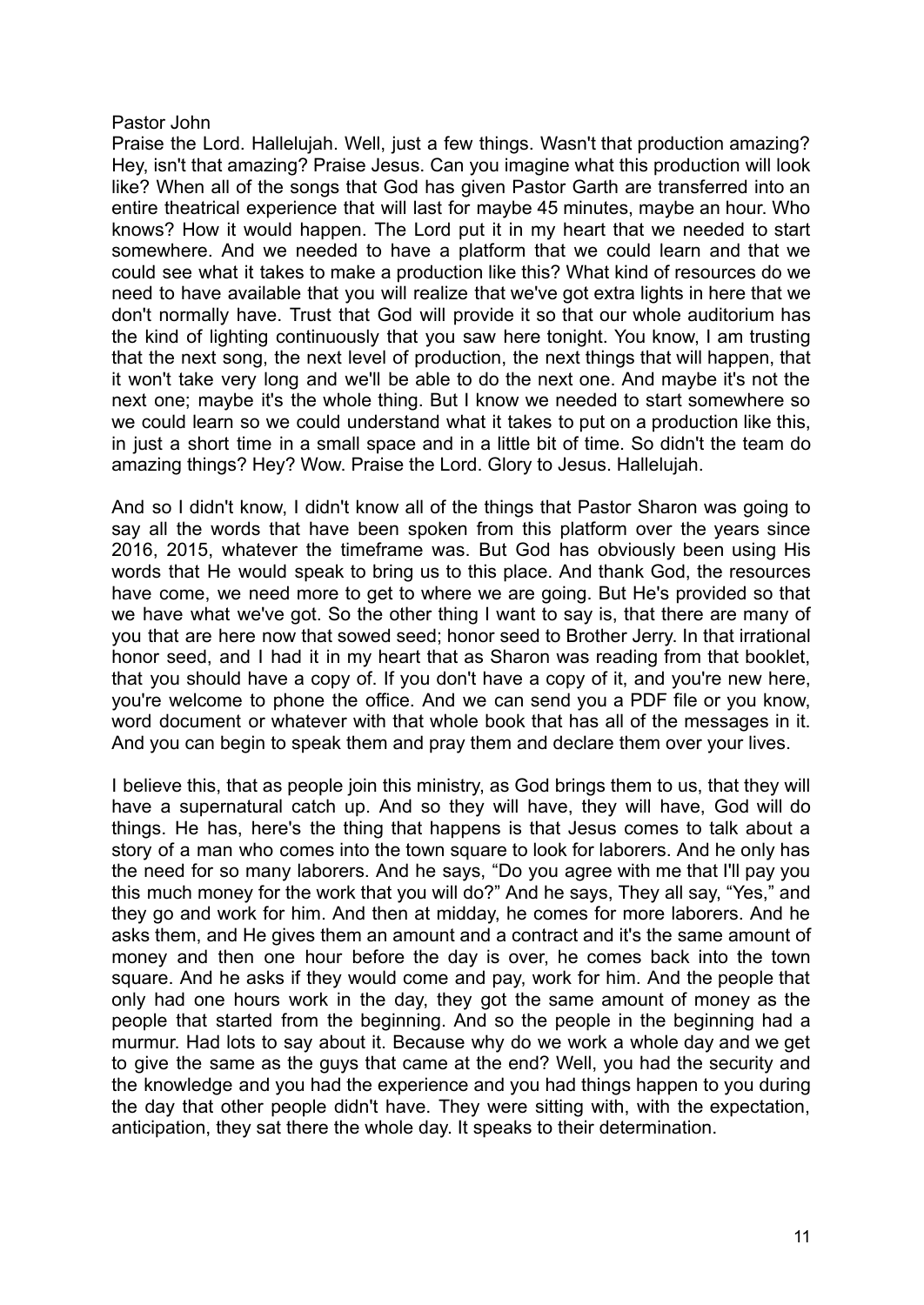Pastor John

Praise the Lord. Hallelujah. Well, just a few things. Wasn't that production amazing? Hey, isn't that amazing? Praise Jesus. Can you imagine what this production will look like? When all of the songs that God has given Pastor Garth are transferred into an entire theatrical experience that will last for maybe 45 minutes, maybe an hour. Who knows? How it would happen. The Lord put it in my heart that we needed to start somewhere. And we needed to have a platform that we could learn and that we could see what it takes to make a production like this? What kind of resources do we need to have available that you will realize that we've got extra lights in here that we don't normally have. Trust that God will provide it so that our whole auditorium has the kind of lighting continuously that you saw here tonight. You know, I am trusting that the next song, the next level of production, the next things that will happen, that it won't take very long and we'll be able to do the next one. And maybe it's not the next one; maybe it's the whole thing. But I know we needed to start somewhere so we could learn so we could understand what it takes to put on a production like this, in just a short time in a small space and in a little bit of time. So didn't the team do amazing things? Hey? Wow. Praise the Lord. Glory to Jesus. Hallelujah.

And so I didn't know, I didn't know all of the things that Pastor Sharon was going to say all the words that have been spoken from this platform over the years since 2016, 2015, whatever the timeframe was. But God has obviously been using His words that He would speak to bring us to this place. And thank God, the resources have come, we need more to get to where we are going. But He's provided so that we have what we've got. So the other thing I want to say is, that there are many of you that are here now that sowed seed; honor seed to Brother Jerry. In that irrational honor seed, and I had it in my heart that as Sharon was reading from that booklet, that you should have a copy of. If you don't have a copy of it, and you're new here, you're welcome to phone the office. And we can send you a PDF file or you know, word document or whatever with that whole book that has all of the messages in it. And you can begin to speak them and pray them and declare them over your lives.

I believe this, that as people join this ministry, as God brings them to us, that they will have a supernatural catch up. And so they will have, they will have, God will do things. He has, here's the thing that happens is that Jesus comes to talk about a story of a man who comes into the town square to look for laborers. And he only has the need for so many laborers. And he says, "Do you agree with me that I'll pay you this much money for the work that you will do?" And he says, They all say, "Yes," and they go and work for him. And then at midday, he comes for more laborers. And he asks them, and He gives them an amount and a contract and it's the same amount of money and then one hour before the day is over, he comes back into the town square. And he asks if they would come and pay, work for him. And the people that only had one hours work in the day, they got the same amount of money as the people that started from the beginning. And so the people in the beginning had a murmur. Had lots to say about it. Because why do we work a whole day and we get to give the same as the guys that came at the end? Well, you had the security and the knowledge and you had the experience and you had things happen to you during the day that other people didn't have. They were sitting with, with the expectation, anticipation, they sat there the whole day. It speaks to their determination.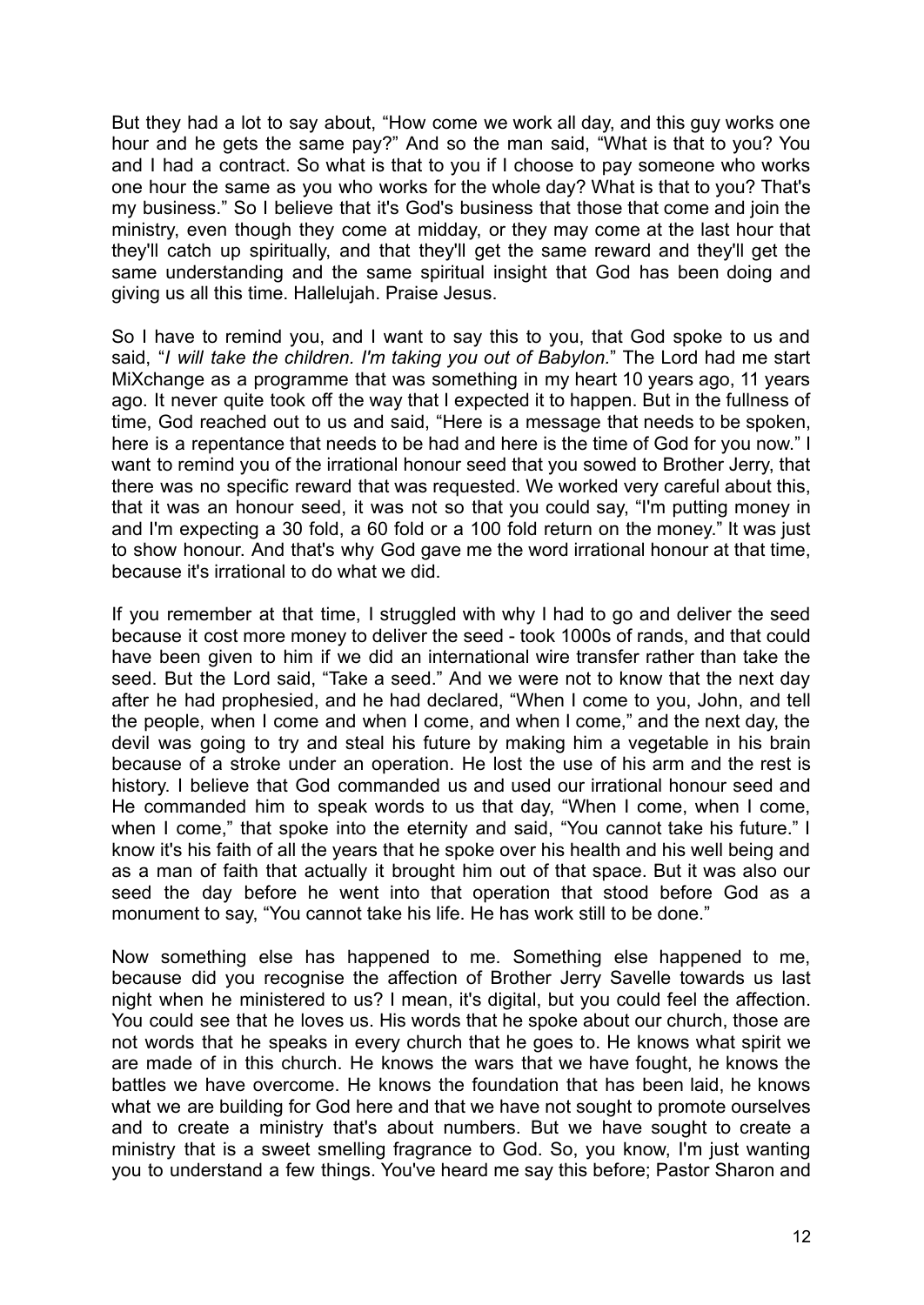But they had a lot to say about, "How come we work all day, and this guy works one hour and he gets the same pay?" And so the man said, "What is that to you? You and I had a contract. So what is that to you if I choose to pay someone who works one hour the same as you who works for the whole day? What is that to you? That's my business." So I believe that it's God's business that those that come and join the ministry, even though they come at midday, or they may come at the last hour that they'll catch up spiritually, and that they'll get the same reward and they'll get the same understanding and the same spiritual insight that God has been doing and giving us all this time. Hallelujah. Praise Jesus.

So I have to remind you, and I want to say this to you, that God spoke to us and said, "*I will take the children. I'm taking you out of Babylon.*" The Lord had me start MiXchange as a programme that was something in my heart 10 years ago, 11 years ago. It never quite took off the way that I expected it to happen. But in the fullness of time, God reached out to us and said, "Here is a message that needs to be spoken, here is a repentance that needs to be had and here is the time of God for you now." I want to remind you of the irrational honour seed that you sowed to Brother Jerry, that there was no specific reward that was requested. We worked very careful about this, that it was an honour seed, it was not so that you could say, "I'm putting money in and I'm expecting a 30 fold, a 60 fold or a 100 fold return on the money." It was just to show honour. And that's why God gave me the word irrational honour at that time, because it's irrational to do what we did.

If you remember at that time, I struggled with why I had to go and deliver the seed because it cost more money to deliver the seed - took 1000s of rands, and that could have been given to him if we did an international wire transfer rather than take the seed. But the Lord said, "Take a seed." And we were not to know that the next day after he had prophesied, and he had declared, "When I come to you, John, and tell the people, when I come and when I come, and when I come," and the next day, the devil was going to try and steal his future by making him a vegetable in his brain because of a stroke under an operation. He lost the use of his arm and the rest is history. I believe that God commanded us and used our irrational honour seed and He commanded him to speak words to us that day, "When I come, when I come, when I come," that spoke into the eternity and said, "You cannot take his future." I know it's his faith of all the years that he spoke over his health and his well being and as a man of faith that actually it brought him out of that space. But it was also our seed the day before he went into that operation that stood before God as a monument to say, "You cannot take his life. He has work still to be done."

Now something else has happened to me. Something else happened to me, because did you recognise the affection of Brother Jerry Savelle towards us last night when he ministered to us? I mean, it's digital, but you could feel the affection. You could see that he loves us. His words that he spoke about our church, those are not words that he speaks in every church that he goes to. He knows what spirit we are made of in this church. He knows the wars that we have fought, he knows the battles we have overcome. He knows the foundation that has been laid, he knows what we are building for God here and that we have not sought to promote ourselves and to create a ministry that's about numbers. But we have sought to create a ministry that is a sweet smelling fragrance to God. So, you know, I'm just wanting you to understand a few things. You've heard me say this before; Pastor Sharon and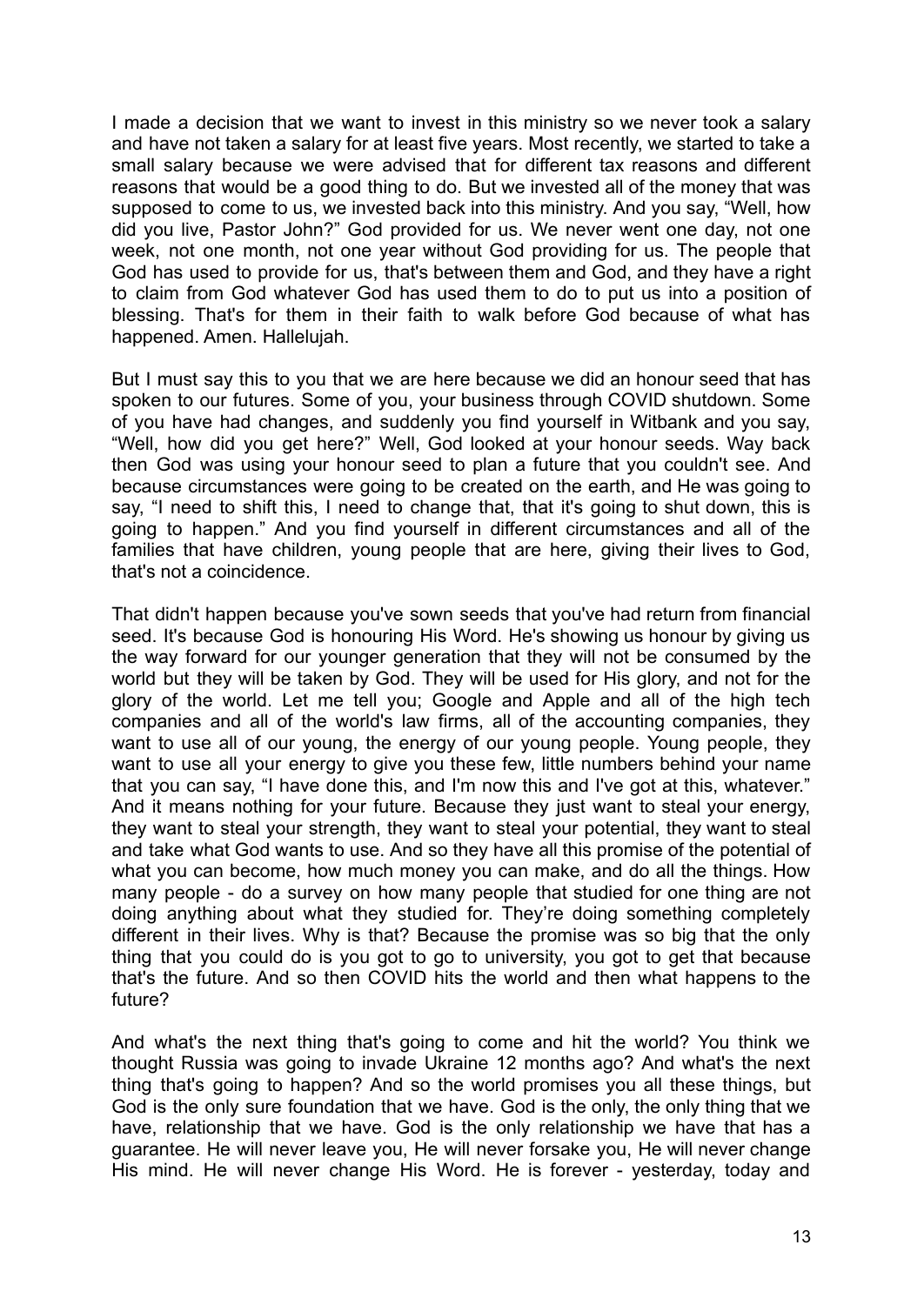I made a decision that we want to invest in this ministry so we never took a salary and have not taken a salary for at least five years. Most recently, we started to take a small salary because we were advised that for different tax reasons and different reasons that would be a good thing to do. But we invested all of the money that was supposed to come to us, we invested back into this ministry. And you say, "Well, how did you live, Pastor John?" God provided for us. We never went one day, not one week, not one month, not one year without God providing for us. The people that God has used to provide for us, that's between them and God, and they have a right to claim from God whatever God has used them to do to put us into a position of blessing. That's for them in their faith to walk before God because of what has happened. Amen. Hallelujah.

But I must say this to you that we are here because we did an honour seed that has spoken to our futures. Some of you, your business through COVID shutdown. Some of you have had changes, and suddenly you find yourself in Witbank and you say, "Well, how did you get here?" Well, God looked at your honour seeds. Way back then God was using your honour seed to plan a future that you couldn't see. And because circumstances were going to be created on the earth, and He was going to say, "I need to shift this, I need to change that, that it's going to shut down, this is going to happen." And you find yourself in different circumstances and all of the families that have children, young people that are here, giving their lives to God, that's not a coincidence.

That didn't happen because you've sown seeds that you've had return from financial seed. It's because God is honouring His Word. He's showing us honour by giving us the way forward for our younger generation that they will not be consumed by the world but they will be taken by God. They will be used for His glory, and not for the glory of the world. Let me tell you; Google and Apple and all of the high tech companies and all of the world's law firms, all of the accounting companies, they want to use all of our young, the energy of our young people. Young people, they want to use all your energy to give you these few, little numbers behind your name that you can say, "I have done this, and I'm now this and I've got at this, whatever." And it means nothing for your future. Because they just want to steal your energy, they want to steal your strength, they want to steal your potential, they want to steal and take what God wants to use. And so they have all this promise of the potential of what you can become, how much money you can make, and do all the things. How many people - do a survey on how many people that studied for one thing are not doing anything about what they studied for. They're doing something completely different in their lives. Why is that? Because the promise was so big that the only thing that you could do is you got to go to university, you got to get that because that's the future. And so then COVID hits the world and then what happens to the future?

And what's the next thing that's going to come and hit the world? You think we thought Russia was going to invade Ukraine 12 months ago? And what's the next thing that's going to happen? And so the world promises you all these things, but God is the only sure foundation that we have. God is the only, the only thing that we have, relationship that we have. God is the only relationship we have that has a guarantee. He will never leave you, He will never forsake you, He will never change His mind. He will never change His Word. He is forever - yesterday, today and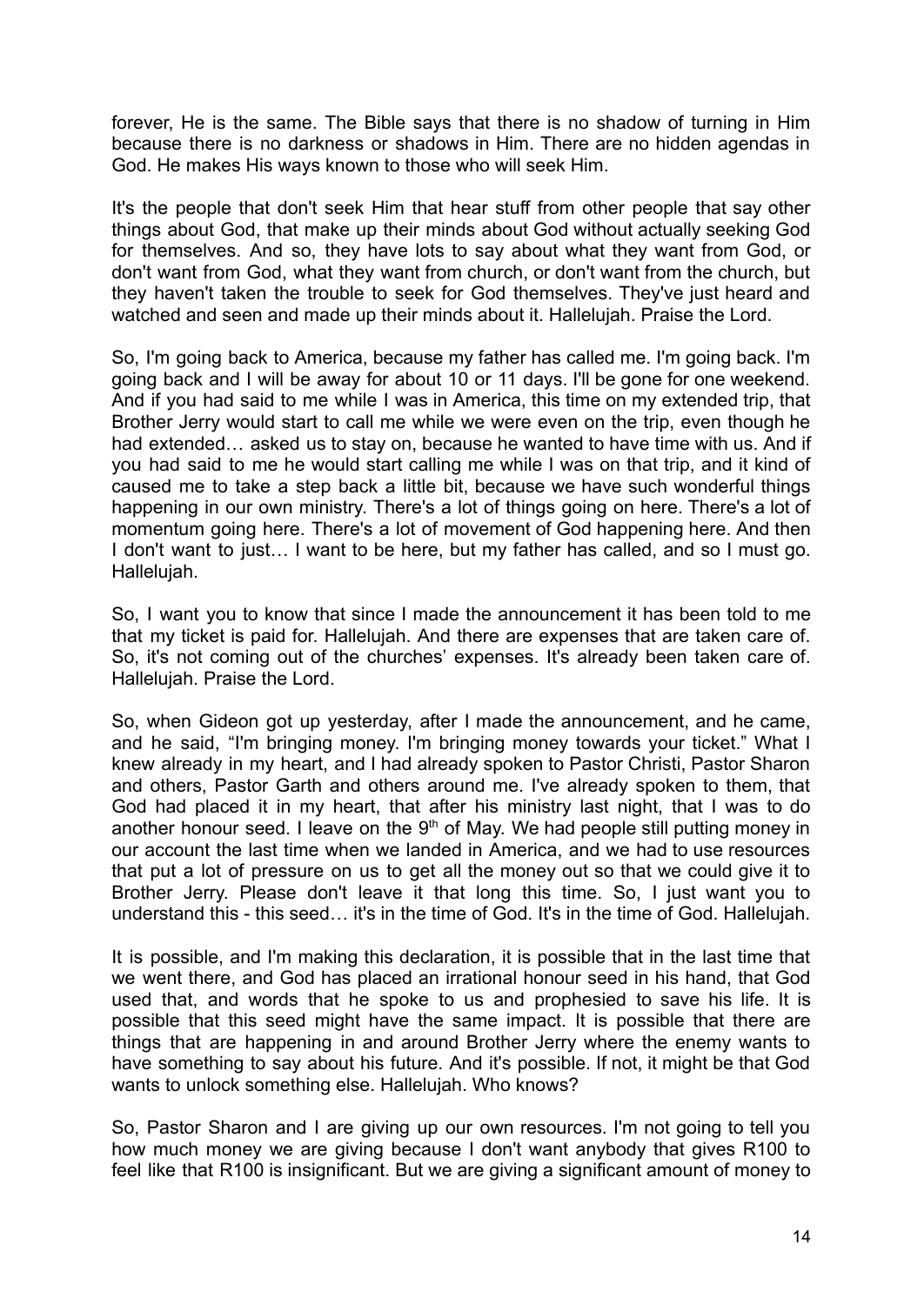forever, He is the same. The Bible says that there is no shadow of turning in Him because there is no darkness or shadows in Him. There are no hidden agendas in God. He makes His ways known to those who will seek Him.

It's the people that don't seek Him that hear stuff from other people that say other things about God, that make up their minds about God without actually seeking God for themselves. And so, they have lots to say about what they want from God, or don't want from God, what they want from church, or don't want from the church, but they haven't taken the trouble to seek for God themselves. They've just heard and watched and seen and made up their minds about it. Hallelujah. Praise the Lord.

So, I'm going back to America, because my father has called me. I'm going back. I'm going back and I will be away for about 10 or 11 days. I'll be gone for one weekend. And if you had said to me while I was in America, this time on my extended trip, that Brother Jerry would start to call me while we were even on the trip, even though he had extended… asked us to stay on, because he wanted to have time with us. And if you had said to me he would start calling me while I was on that trip, and it kind of caused me to take a step back a little bit, because we have such wonderful things happening in our own ministry. There's a lot of things going on here. There's a lot of momentum going here. There's a lot of movement of God happening here. And then I don't want to just… I want to be here, but my father has called, and so I must go. Hallelujah.

So, I want you to know that since I made the announcement it has been told to me that my ticket is paid for. Hallelujah. And there are expenses that are taken care of. So, it's not coming out of the churches' expenses. It's already been taken care of. Hallelujah. Praise the Lord.

So, when Gideon got up yesterday, after I made the announcement, and he came, and he said, "I'm bringing money. I'm bringing money towards your ticket." What I knew already in my heart, and I had already spoken to Pastor Christi, Pastor Sharon and others, Pastor Garth and others around me. I've already spoken to them, that God had placed it in my heart, that after his ministry last night, that I was to do another honour seed. I leave on the 9th of May. We had people still putting money in our account the last time when we landed in America, and we had to use resources that put a lot of pressure on us to get all the money out so that we could give it to Brother Jerry. Please don't leave it that long this time. So, I just want you to understand this - this seed… it's in the time of God. It's in the time of God. Hallelujah.

It is possible, and I'm making this declaration, it is possible that in the last time that we went there, and God has placed an irrational honour seed in his hand, that God used that, and words that he spoke to us and prophesied to save his life. It is possible that this seed might have the same impact. It is possible that there are things that are happening in and around Brother Jerry where the enemy wants to have something to say about his future. And it's possible. If not, it might be that God wants to unlock something else. Hallelujah. Who knows?

So, Pastor Sharon and I are giving up our own resources. I'm not going to tell you how much money we are giving because I don't want anybody that gives R100 to feel like that R100 is insignificant. But we are giving a significant amount of money to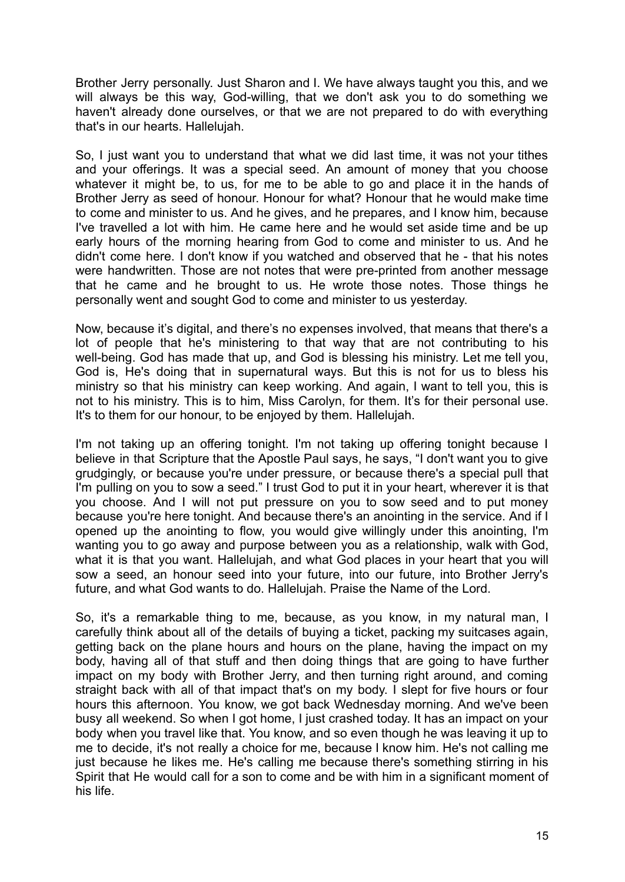Brother Jerry personally. Just Sharon and I. We have always taught you this, and we will always be this way, God-willing, that we don't ask you to do something we haven't already done ourselves, or that we are not prepared to do with everything that's in our hearts. Hallelujah.

So, I just want you to understand that what we did last time, it was not your tithes and your offerings. It was a special seed. An amount of money that you choose whatever it might be, to us, for me to be able to go and place it in the hands of Brother Jerry as seed of honour. Honour for what? Honour that he would make time to come and minister to us. And he gives, and he prepares, and I know him, because I've travelled a lot with him. He came here and he would set aside time and be up early hours of the morning hearing from God to come and minister to us. And he didn't come here. I don't know if you watched and observed that he - that his notes were handwritten. Those are not notes that were pre-printed from another message that he came and he brought to us. He wrote those notes. Those things he personally went and sought God to come and minister to us yesterday.

Now, because it's digital, and there's no expenses involved, that means that there's a lot of people that he's ministering to that way that are not contributing to his well-being. God has made that up, and God is blessing his ministry. Let me tell you, God is, He's doing that in supernatural ways. But this is not for us to bless his ministry so that his ministry can keep working. And again, I want to tell you, this is not to his ministry. This is to him, Miss Carolyn, for them. It's for their personal use. It's to them for our honour, to be enjoyed by them. Hallelujah.

I'm not taking up an offering tonight. I'm not taking up offering tonight because I believe in that Scripture that the Apostle Paul says, he says, "I don't want you to give grudgingly, or because you're under pressure, or because there's a special pull that I'm pulling on you to sow a seed." I trust God to put it in your heart, wherever it is that you choose. And I will not put pressure on you to sow seed and to put money because you're here tonight. And because there's an anointing in the service. And if I opened up the anointing to flow, you would give willingly under this anointing, I'm wanting you to go away and purpose between you as a relationship, walk with God, what it is that you want. Hallelujah, and what God places in your heart that you will sow a seed, an honour seed into your future, into our future, into Brother Jerry's future, and what God wants to do. Hallelujah. Praise the Name of the Lord.

So, it's a remarkable thing to me, because, as you know, in my natural man, I carefully think about all of the details of buying a ticket, packing my suitcases again, getting back on the plane hours and hours on the plane, having the impact on my body, having all of that stuff and then doing things that are going to have further impact on my body with Brother Jerry, and then turning right around, and coming straight back with all of that impact that's on my body. I slept for five hours or four hours this afternoon. You know, we got back Wednesday morning. And we've been busy all weekend. So when I got home, I just crashed today. It has an impact on your body when you travel like that. You know, and so even though he was leaving it up to me to decide, it's not really a choice for me, because I know him. He's not calling me just because he likes me. He's calling me because there's something stirring in his Spirit that He would call for a son to come and be with him in a significant moment of his life.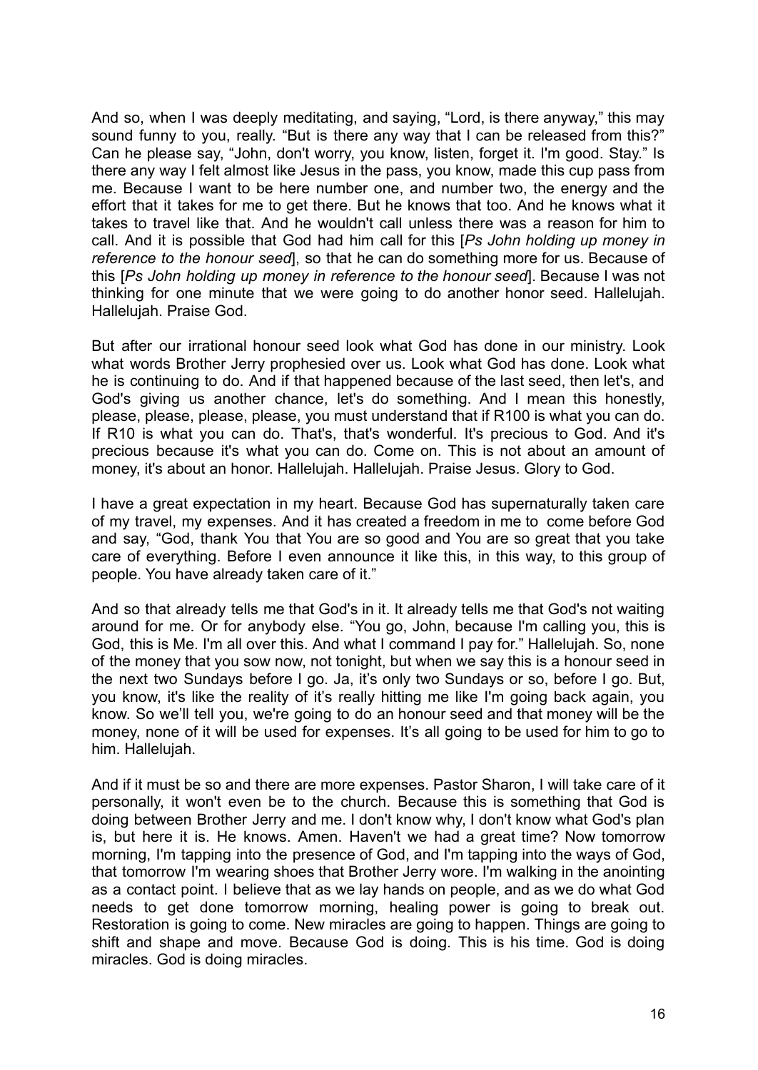And so, when I was deeply meditating, and saying, “Lord, is there anyway,” this may sound funny to you, really. “But is there any way that I can be released from this?” Can he please say, “John, don't worry, you know, listen, forget it. I'm good. Stay.” Is there any way I felt almost like Jesus in the pass, you know, made this cup pass from me. Because I want to be here number one, and number two, the energy and the effort that it takes for me to get there. But he knows that too. And he knows what it takes to travel like that. And he wouldn't call unless there was a reason for him to call. And it is possible that God had him call for this [*Ps John holding up money in reference to the honour seed*], so that he can do something more for us. Because of this [*Ps John holding up money in reference to the honour seed*]. Because I was not thinking for one minute that we were going to do another honor seed. Hallelujah. Hallelujah. Praise God.

But after our irrational honour seed look what God has done in our ministry. Look what words Brother Jerry prophesied over us. Look what God has done. Look what he is continuing to do. And if that happened because of the last seed, then let's, and God's giving us another chance, let's do something. And I mean this honestly, please, please, please, please, you must understand that if R100 is what you can do. If R10 is what you can do. That's, that's wonderful. It's precious to God. And it's precious because it's what you can do. Come on. This is not about an amount of money, it's about an honor. Hallelujah. Hallelujah. Praise Jesus. Glory to God.

I have a great expectation in my heart. Because God has supernaturally taken care of my travel, my expenses. And it has created a freedom in me to come before God and say, “God, thank You that You are so good and You are so great that you take care of everything. Before I even announce it like this, in this way, to this group of people. You have already taken care of it.”

And so that already tells me that God's in it. It already tells me that God's not waiting around for me. Or for anybody else. “You go, John, because I'm calling you, this is God, this is Me. I'm all over this. And what I command I pay for.” Hallelujah. So, none of the money that you sow now, not tonight, but when we say this is a honour seed in the next two Sundays before I go. Ja, it’s only two Sundays or so, before I go. But, you know, it's like the reality of it’s really hitting me like I'm going back again, you know. So we’ll tell you, we're going to do an honour seed and that money will be the money, none of it will be used for expenses. It’s all going to be used for him to go to him. Hallelujah.

And if it must be so and there are more expenses. Pastor Sharon, I will take care of it personally, it won't even be to the church. Because this is something that God is doing between Brother Jerry and me. I don't know why, I don't know what God's plan is, but here it is. He knows. Amen. Haven't we had a great time? Now tomorrow morning, I'm tapping into the presence of God, and I'm tapping into the ways of God, that tomorrow I'm wearing shoes that Brother Jerry wore. I'm walking in the anointing as a contact point. I believe that as we lay hands on people, and as we do what God needs to get done tomorrow morning, healing power is going to break out. Restoration is going to come. New miracles are going to happen. Things are going to shift and shape and move. Because God is doing. This is his time. God is doing miracles. God is doing miracles.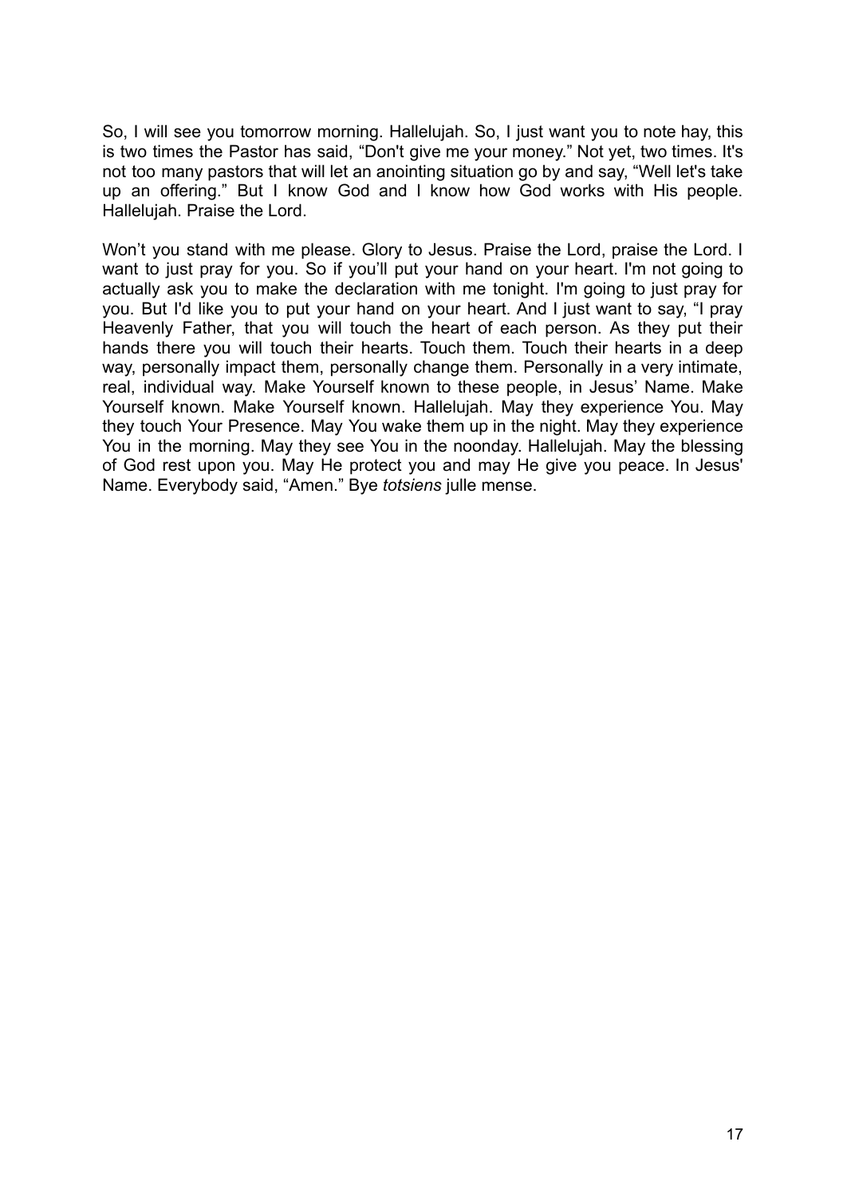So, I will see you tomorrow morning. Hallelujah. So, I just want you to note hay, this is two times the Pastor has said, “Don't give me your money.” Not yet, two times. It's not too many pastors that will let an anointing situation go by and say, “Well let's take up an offering.” But I know God and I know how God works with His people. Hallelujah. Praise the Lord.

Won’t you stand with me please. Glory to Jesus. Praise the Lord, praise the Lord. I want to just pray for you. So if you’ll put your hand on your heart. I'm not going to actually ask you to make the declaration with me tonight. I'm going to just pray for you. But I'd like you to put your hand on your heart. And I just want to say, “I pray Heavenly Father, that you will touch the heart of each person. As they put their hands there you will touch their hearts. Touch them. Touch their hearts in a deep way, personally impact them, personally change them. Personally in a very intimate, real, individual way. Make Yourself known to these people, in Jesus’ Name. Make Yourself known. Make Yourself known. Hallelujah. May they experience You. May they touch Your Presence. May You wake them up in the night. May they experience You in the morning. May they see You in the noonday. Hallelujah. May the blessing of God rest upon you. May He protect you and may He give you peace. In Jesus' Name. Everybody said, “Amen.” Bye *totsiens* julle mense.